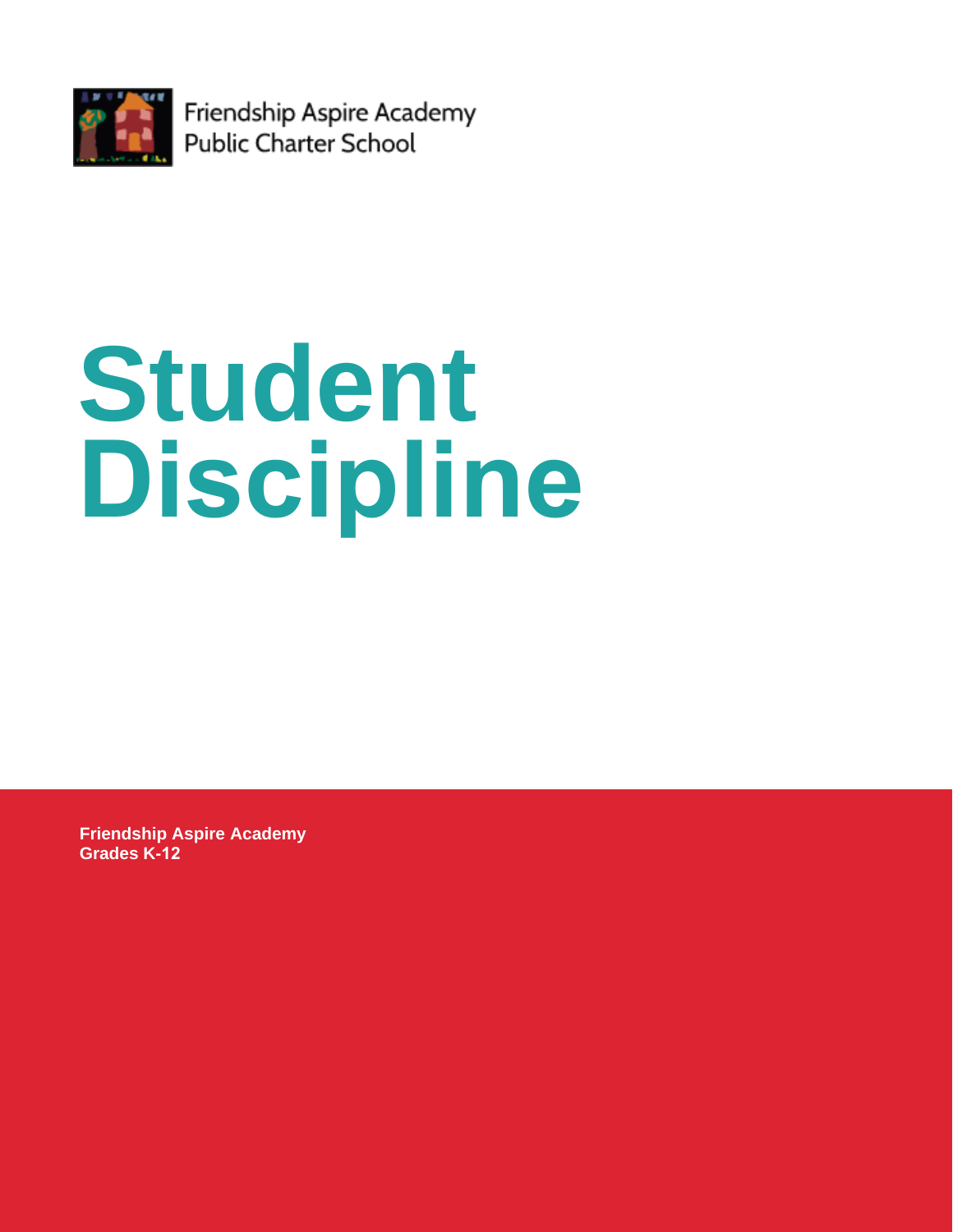Friendship Aspire Academy
Public Charter School

# Student Discipline

**Friendship Aspire Academy**
**Grades K-12**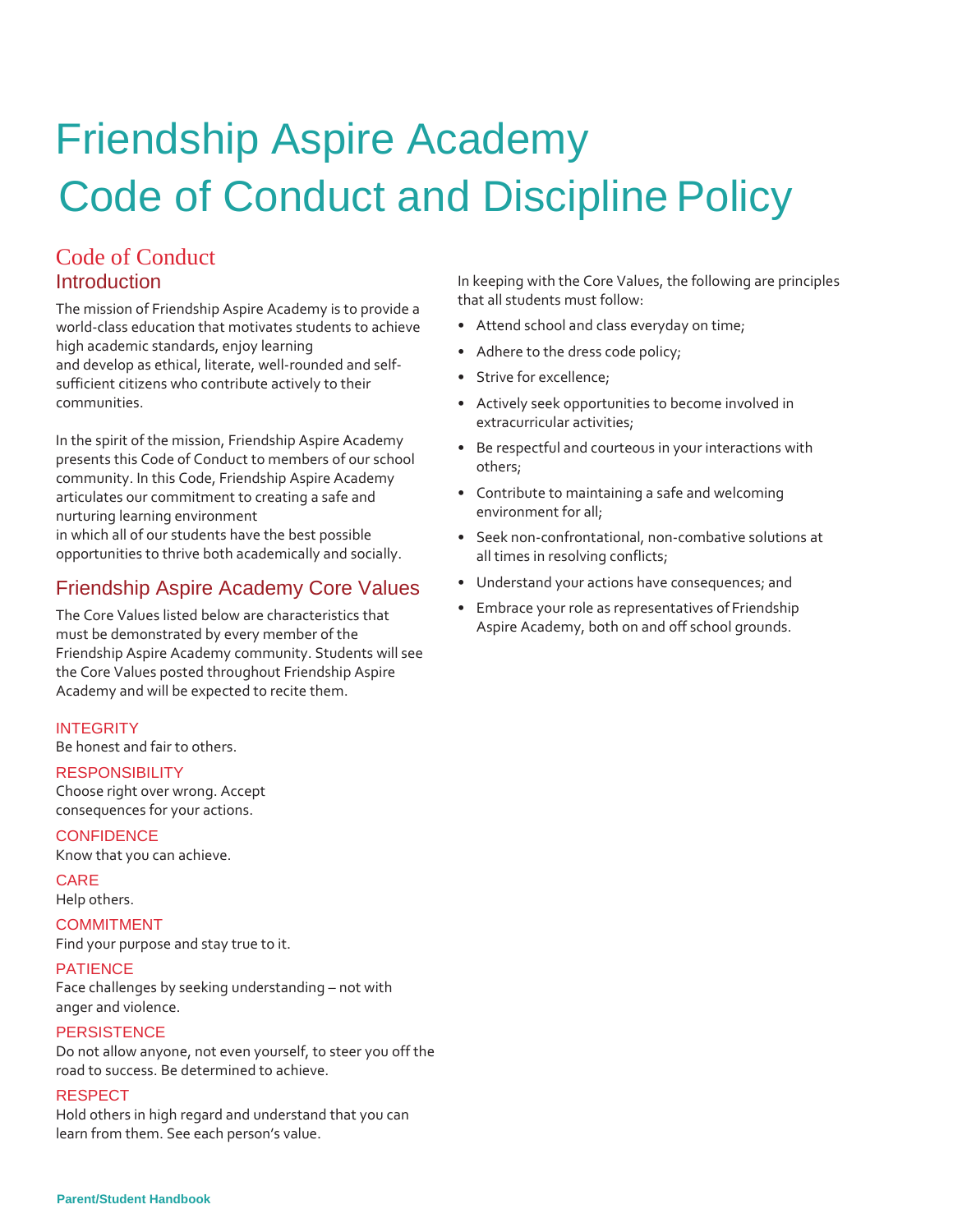# Friendship Aspire Academy
# Code of Conduct and Discipline Policy

## Code of Conduct

### Introduction

The mission of Friendship Aspire Academy is to provide a world-class education that motivates students to achieve high academic standards, enjoy learning and develop as ethical, literate, well-rounded and self-sufficient citizens who contribute actively to their communities.

In the spirit of the mission, Friendship Aspire Academy presents this Code of Conduct to members of our school community. In this Code, Friendship Aspire Academy articulates our commitment to creating a safe and nurturing learning environment in which all of our students have the best possible opportunities to thrive both academically and socially.

### Friendship Aspire Academy Core Values

The Core Values listed below are characteristics that must be demonstrated by every member of the Friendship Aspire Academy community. Students will see the Core Values posted throughout Friendship Aspire Academy and will be expected to recite them.

**INTEGRITY**
Be honest and fair to others.

**RESPONSIBILITY**
Choose right over wrong. Accept consequences for your actions.

**CONFIDENCE**
Know that you can achieve.

**CARE**
Help others.

**COMMITMENT**
Find your purpose and stay true to it.

**PATIENCE**
Face challenges by seeking understanding – not with anger and violence.

**PERSISTENCE**
Do not allow anyone, not even yourself, to steer you off the road to success. Be determined to achieve.

**RESPECT**
Hold others in high regard and understand that you can learn from them. See each person's value.

In keeping with the Core Values, the following are principles that all students must follow:

- Attend school and class everyday on time;
- Adhere to the dress code policy;
- Strive for excellence;
- Actively seek opportunities to become involved in extracurricular activities;
- Be respectful and courteous in your interactions with others;
- Contribute to maintaining a safe and welcoming environment for all;
- Seek non-confrontational, non-combative solutions at all times in resolving conflicts;
- Understand your actions have consequences; and
- Embrace your role as representatives of Friendship Aspire Academy, both on and off school grounds.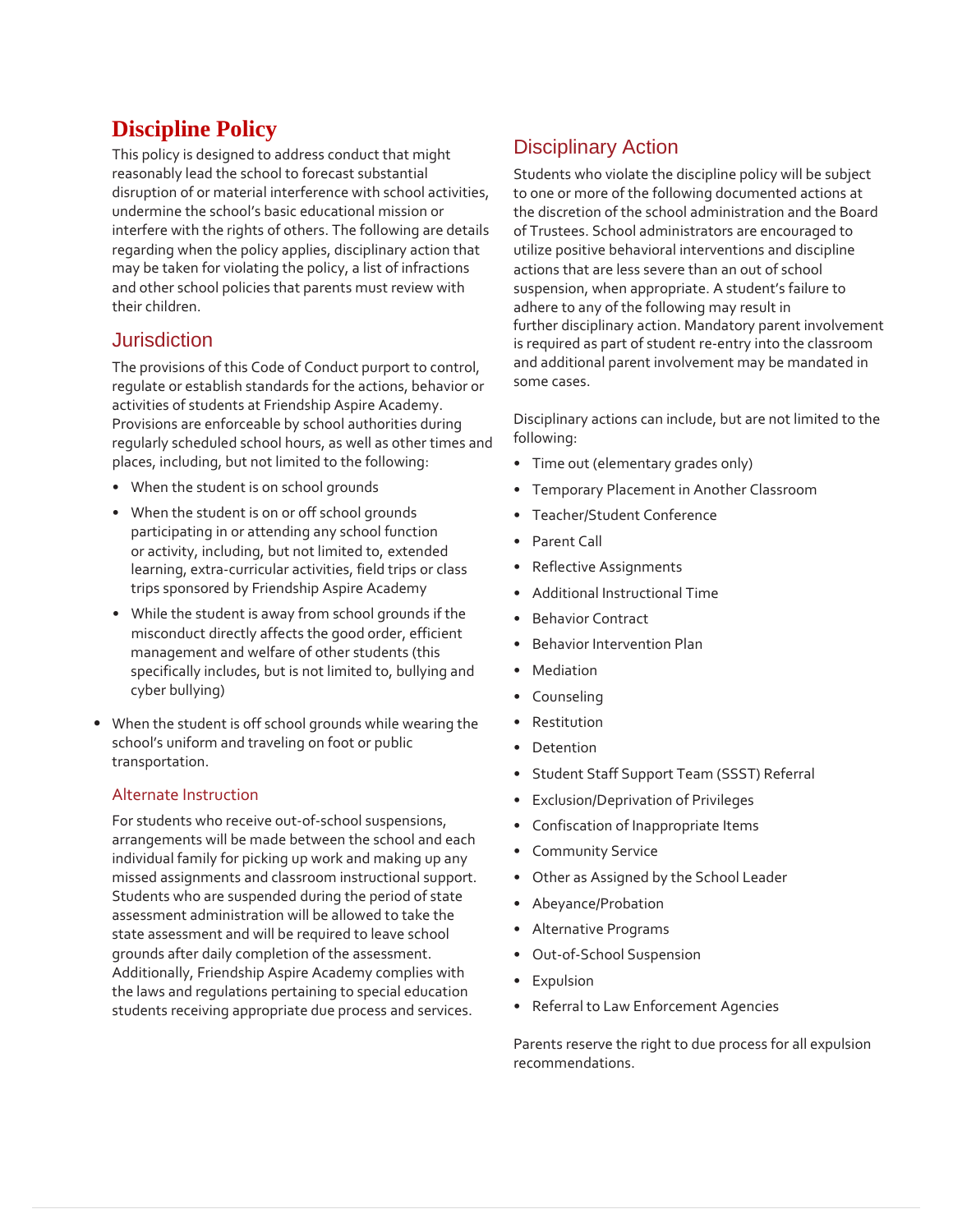# Discipline Policy

This policy is designed to address conduct that might reasonably lead the school to forecast substantial disruption of or material interference with school activities, undermine the school's basic educational mission or interfere with the rights of others. The following are details regarding when the policy applies, disciplinary action that may be taken for violating the policy, a list of infractions and other school policies that parents must review with their children.

## Jurisdiction

The provisions of this Code of Conduct purport to control, regulate or establish standards for the actions, behavior or activities of students at Friendship Aspire Academy. Provisions are enforceable by school authorities during regularly scheduled school hours, as well as other times and places, including, but not limited to the following:

- When the student is on school grounds
- When the student is on or off school grounds participating in or attending any school function or activity, including, but not limited to, extended learning, extra-curricular activities, field trips or class trips sponsored by Friendship Aspire Academy
- While the student is away from school grounds if the misconduct directly affects the good order, efficient management and welfare of other students (this specifically includes, but is not limited to, bullying and cyber bullying)
- When the student is off school grounds while wearing the school's uniform and traveling on foot or public transportation.

### Alternate Instruction

For students who receive out-of-school suspensions, arrangements will be made between the school and each individual family for picking up work and making up any missed assignments and classroom instructional support. Students who are suspended during the period of state assessment administration will be allowed to take the state assessment and will be required to leave school grounds after daily completion of the assessment. Additionally, Friendship Aspire Academy complies with the laws and regulations pertaining to special education students receiving appropriate due process and services.

## Disciplinary Action

Students who violate the discipline policy will be subject to one or more of the following documented actions at the discretion of the school administration and the Board of Trustees. School administrators are encouraged to utilize positive behavioral interventions and discipline actions that are less severe than an out of school suspension, when appropriate. A student's failure to adhere to any of the following may result in further disciplinary action. Mandatory parent involvement is required as part of student re-entry into the classroom and additional parent involvement may be mandated in some cases.

Disciplinary actions can include, but are not limited to the following:

- Time out (elementary grades only)
- Temporary Placement in Another Classroom
- Teacher/Student Conference
- Parent Call
- Reflective Assignments
- Additional Instructional Time
- Behavior Contract
- Behavior Intervention Plan
- Mediation
- Counseling
- Restitution
- Detention
- Student Staff Support Team (SSST) Referral
- Exclusion/Deprivation of Privileges
- Confiscation of Inappropriate Items
- Community Service
- Other as Assigned by the School Leader
- Abeyance/Probation
- Alternative Programs
- Out-of-School Suspension
- Expulsion
- Referral to Law Enforcement Agencies

Parents reserve the right to due process for all expulsion recommendations.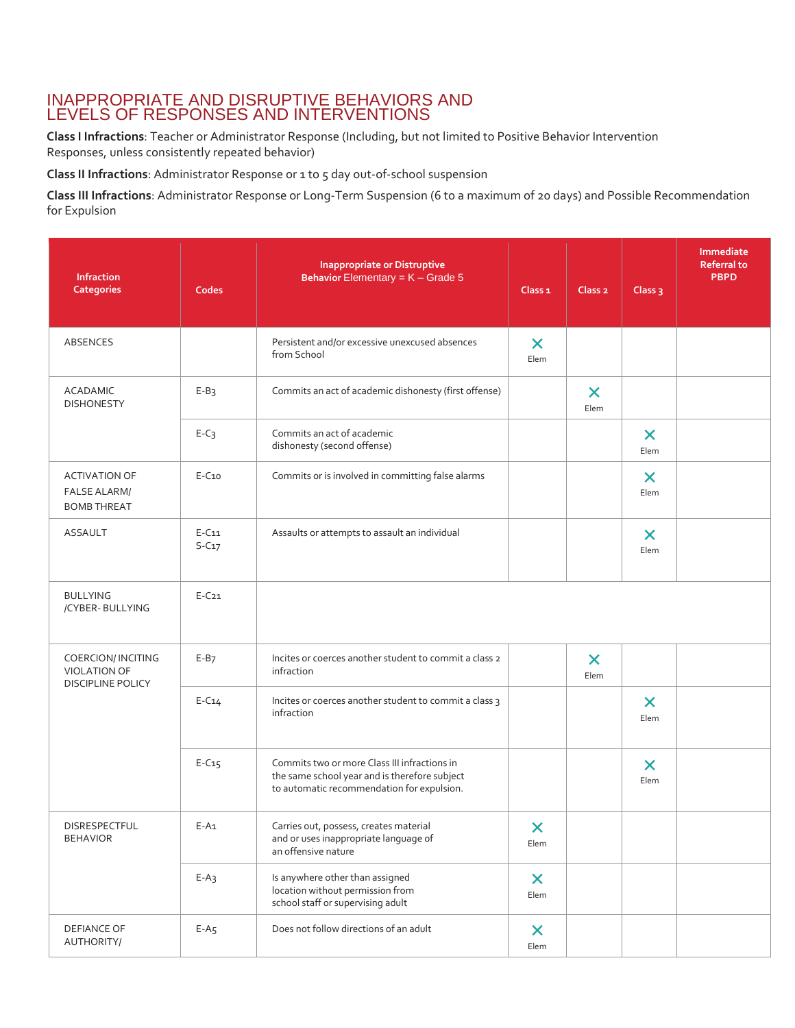## INAPPROPRIATE AND DISRUPTIVE BEHAVIORS AND LEVELS OF RESPONSES AND INTERVENTIONS

**Class I Infractions**: Teacher or Administrator Response (Including, but not limited to Positive Behavior Intervention Responses, unless consistently repeated behavior)

**Class II Infractions**: Administrator Response or 1 to 5 day out-of-school suspension

**Class III Infractions**: Administrator Response or Long-Term Suspension (6 to a maximum of 20 days) and Possible Recommendation for Expulsion

| Infraction Categories | Codes | Inappropriate or Distruptive Behavior Elementary = K – Grade 5 | Class 1 | Class 2 | Class 3 | Immediate Referral to PBPD |
|---|---|---|---|---|---|---|
| ABSENCES | | Persistent and/or excessive unexcused absences from School | X Elem | | | |
| ACADAMIC DISHONESTY | E-B3 | Commits an act of academic dishonesty (first offense) | | X Elem | | |
| | E-C3 | Commits an act of academic dishonesty (second offense) | | | X Elem | |
| ACTIVATION OF FALSE ALARM/ BOMB THREAT | E-C10 | Commits or is involved in committing false alarms | | | X Elem | |
| ASSAULT | E-C11 S-C17 | Assaults or attempts to assault an individual | | | X Elem | |
| BULLYING /CYBER- BULLYING | E-C21 | | | | | |
| COERCION/ INCITING VIOLATION OF DISCIPLINE POLICY | E-B7 | Incites or coerces another student to commit a class 2 infraction | | X Elem | | |
| | E-C14 | Incites or coerces another student to commit a class 3 infraction | | | X Elem | |
| | E-C15 | Commits two or more Class III infractions in the same school year and is therefore subject to automatic recommendation for expulsion. | | | X Elem | |
| DISRESPECTFUL BEHAVIOR | E-A1 | Carries out, possess, creates material and or uses inappropriate language of an offensive nature | X Elem | | | |
| | E-A3 | Is anywhere other than assigned location without permission from school staff or supervising adult | X Elem | | | |
| DEFIANCE OF AUTHORITY/ | E-A5 | Does not follow directions of an adult | X Elem | | | |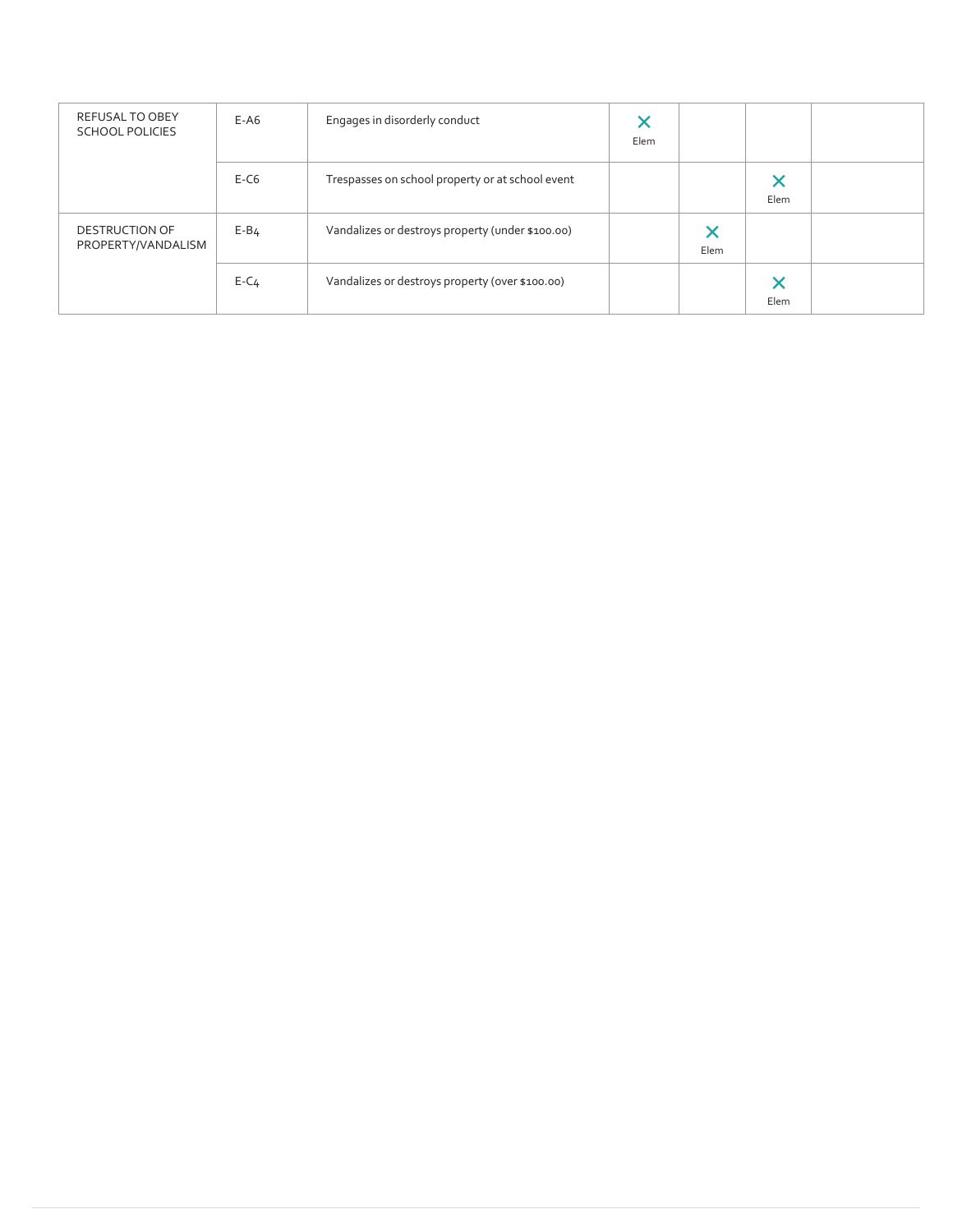| | | | | | | |
|---|---|---|---|---|---|---|
| REFUSAL TO OBEY SCHOOL POLICIES | E-A6 | Engages in disorderly conduct | X Elem | | | |
| | E-C6 | Trespasses on school property or at school event | | | X Elem | |
| DESTRUCTION OF PROPERTY/VANDALISM | E-B4 | Vandalizes or destroys property (under $100.00) | | X Elem | | |
| | E-C4 | Vandalizes or destroys property (over $100.00) | | | X Elem | |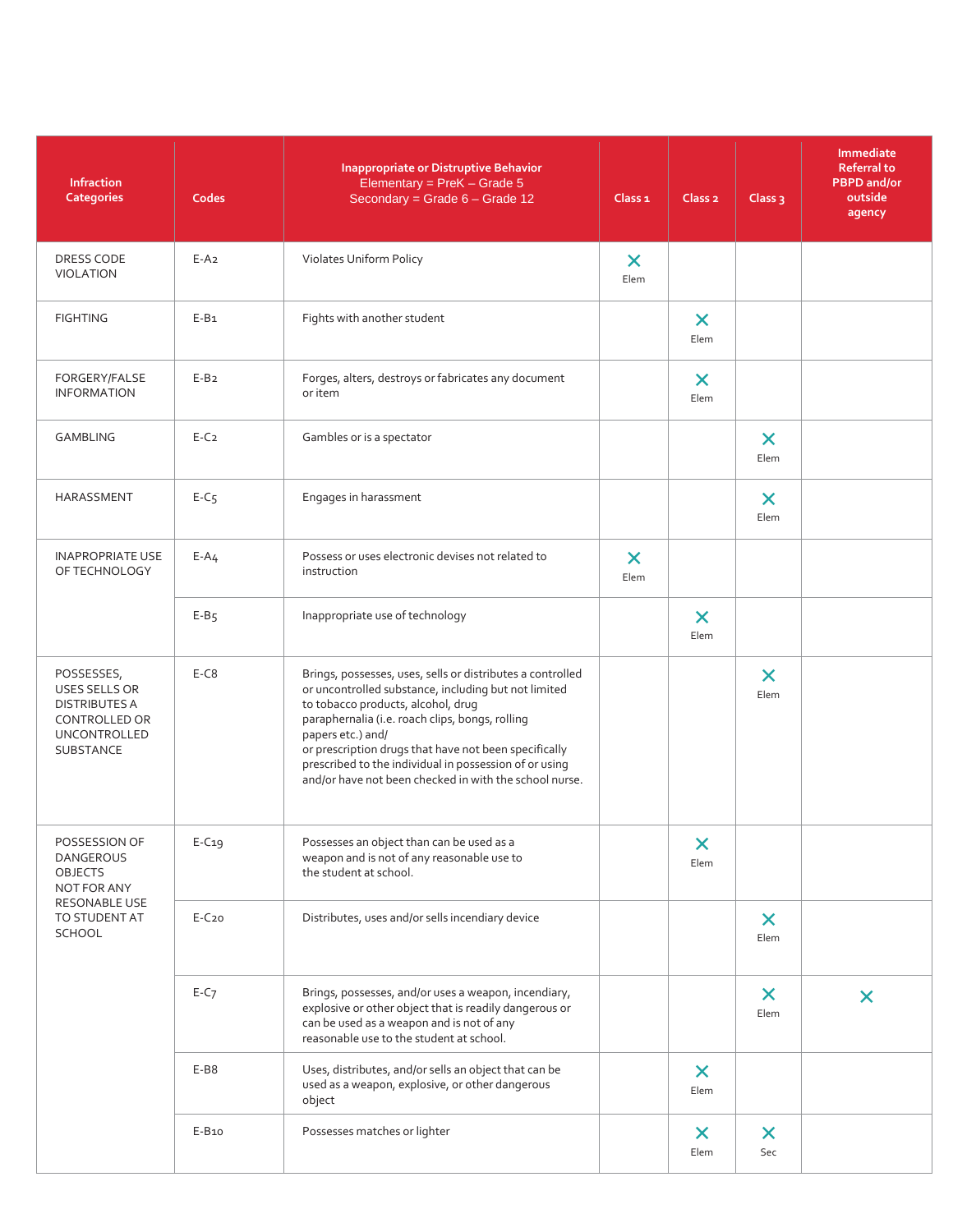| Infraction Categories | Codes | Inappropriate or Distruptive Behavior<br>Elementary = PreK – Grade 5<br>Secondary = Grade 6 – Grade 12 | Class 1 | Class 2 | Class 3 | Immediate Referral to PBPD and/or outside agency |
|---|---|---|---|---|---|---|
| DRESS CODE VIOLATION | E-A2 | Violates Uniform Policy | X Elem | | | |
| FIGHTING | E-B1 | Fights with another student | | X Elem | | |
| FORGERY/FALSE INFORMATION | E-B2 | Forges, alters, destroys or fabricates any document or item | | X Elem | | |
| GAMBLING | E-C2 | Gambles or is a spectator | | | X Elem | |
| HARASSMENT | E-C5 | Engages in harassment | | | X Elem | |
| INAPROPRIATE USE OF TECHNOLOGY | E-A4 | Possess or uses electronic devises not related to instruction | X Elem | | | |
| | E-B5 | Inappropriate use of technology | | X Elem | | |
| POSSESSES, USES SELLS OR DISTRIBUTES A CONTROLLED OR UNCONTROLLED SUBSTANCE | E-C8 | Brings, possesses, uses, sells or distributes a controlled or uncontrolled substance, including but not limited to tobacco products, alcohol, drug paraphernalia (i.e. roach clips, bongs, rolling papers etc.) and/ or prescription drugs that have not been specifically prescribed to the individual in possession of or using and/or have not been checked in with the school nurse. | | | X Elem | |
| POSSESSION OF DANGEROUS OBJECTS NOT FOR ANY RESONABLE USE TO STUDENT AT SCHOOL | E-C19 | Possesses an object than can be used as a weapon and is not of any reasonable use to the student at school. | | X Elem | | |
| | E-C20 | Distributes, uses and/or sells incendiary device | | | X Elem | |
| | E-C7 | Brings, possesses, and/or uses a weapon, incendiary, explosive or other object that is readily dangerous or can be used as a weapon and is not of any reasonable use to the student at school. | | | X Elem | X |
| | E-B8 | Uses, distributes, and/or sells an object that can be used as a weapon, explosive, or other dangerous object | | X Elem | | |
| | E-B10 | Possesses matches or lighter | | X Elem | X Sec | |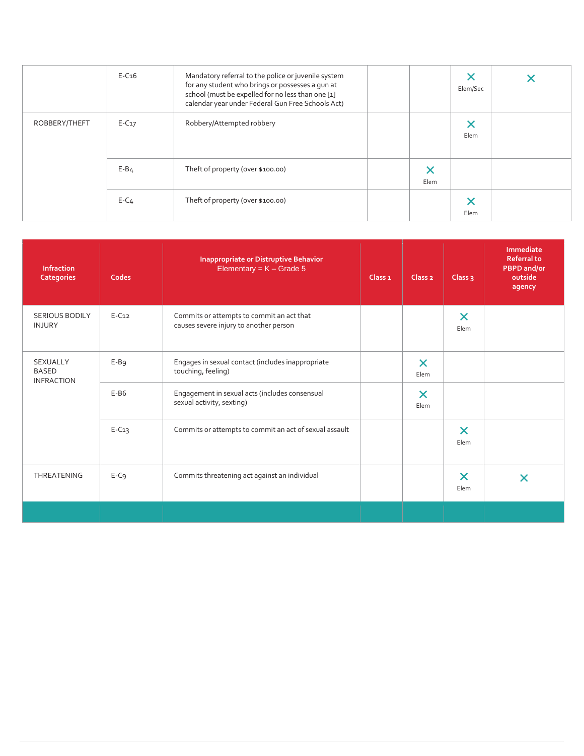| | | | | | | |
|---|---|---|---|---|---|---|
| | E-C16 | Mandatory referral to the police or juvenile system for any student who brings or possesses a gun at school (must be expelled for no less than one [1] calendar year under Federal Gun Free Schools Act) | | | ✕ Elem/Sec | ✕ |
| ROBBERY/THEFT | E-C17 | Robbery/Attempted robbery | | | ✕ Elem | |
| | E-B4 | Theft of property (over $100.00) | | ✕ Elem | | |
| | E-C4 | Theft of property (over $100.00) | | | ✕ Elem | |

| Infraction Categories | Codes | Inappropriate or Distruptive Behavior Elementary = K – Grade 5 | Class 1 | Class 2 | Class 3 | Immediate Referral to PBPD and/or outside agency |
|---|---|---|---|---|---|---|
| SERIOUS BODILY INJURY | E-C12 | Commits or attempts to commit an act that causes severe injury to another person | | | ✕ Elem | |
| SEXUALLY BASED INFRACTION | E-B9 | Engages in sexual contact (includes inappropriate touching, feeling) | | ✕ Elem | | |
| | E-B6 | Engagement in sexual acts (includes consensual sexual activity, sexting) | | ✕ Elem | | |
| | E-C13 | Commits or attempts to commit an act of sexual assault | | | ✕ Elem | |
| THREATENING | E-C9 | Commits threatening act against an individual | | | ✕ Elem | ✕ |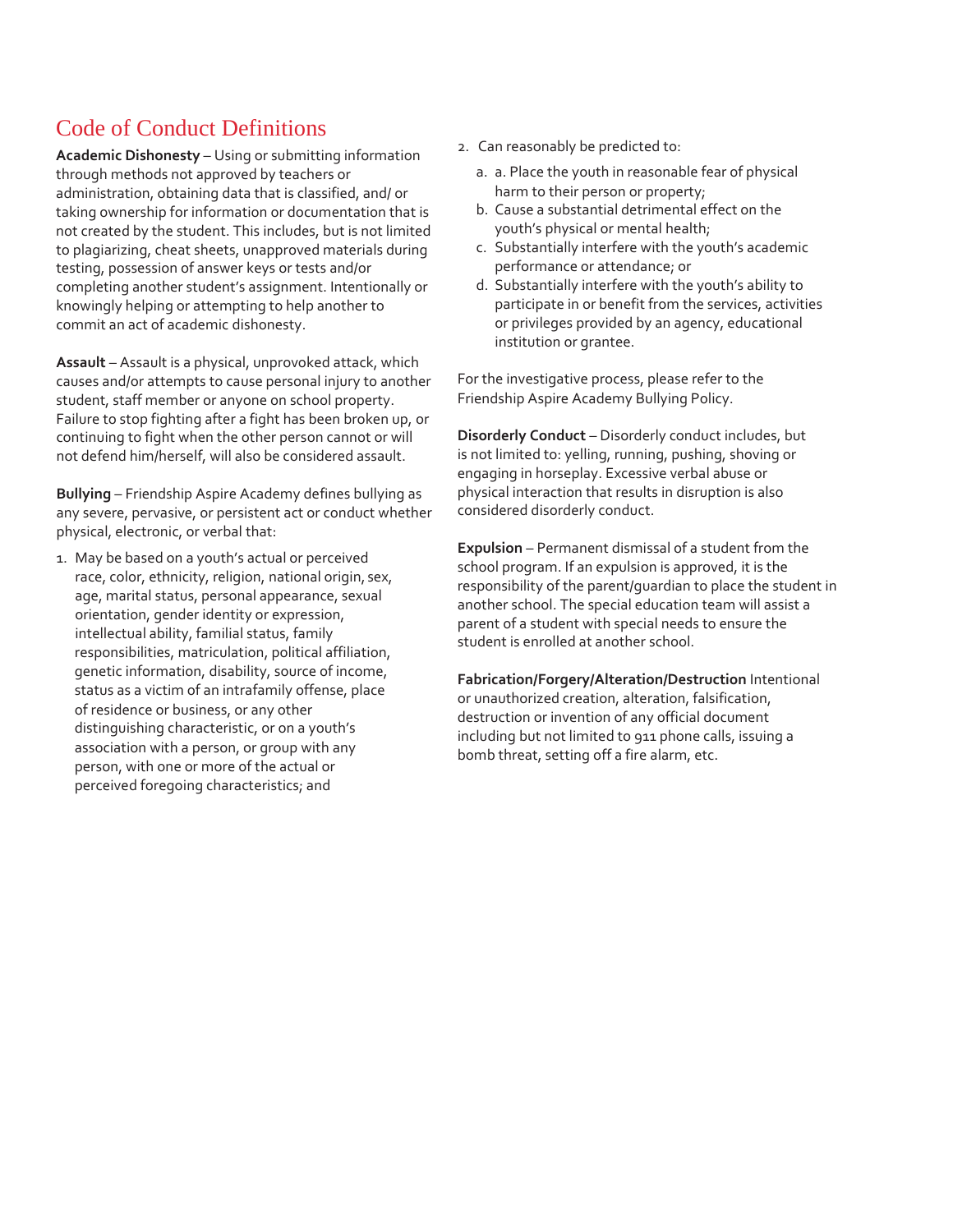## Code of Conduct Definitions

**Academic Dishonesty** – Using or submitting information through methods not approved by teachers or administration, obtaining data that is classified, and/ or taking ownership for information or documentation that is not created by the student. This includes, but is not limited to plagiarizing, cheat sheets, unapproved materials during testing, possession of answer keys or tests and/or completing another student's assignment. Intentionally or knowingly helping or attempting to help another to commit an act of academic dishonesty.

**Assault** – Assault is a physical, unprovoked attack, which causes and/or attempts to cause personal injury to another student, staff member or anyone on school property. Failure to stop fighting after a fight has been broken up, or continuing to fight when the other person cannot or will not defend him/herself, will also be considered assault.

**Bullying** – Friendship Aspire Academy defines bullying as any severe, pervasive, or persistent act or conduct whether physical, electronic, or verbal that:

1. May be based on a youth's actual or perceived race, color, ethnicity, religion, national origin, sex, age, marital status, personal appearance, sexual orientation, gender identity or expression, intellectual ability, familial status, family responsibilities, matriculation, political affiliation, genetic information, disability, source of income, status as a victim of an intrafamily offense, place of residence or business, or any other distinguishing characteristic, or on a youth's association with a person, or group with any person, with one or more of the actual or perceived foregoing characteristics; and
2. Can reasonably be predicted to:
   a. a. Place the youth in reasonable fear of physical harm to their person or property;
   b. Cause a substantial detrimental effect on the youth's physical or mental health;
   c. Substantially interfere with the youth's academic performance or attendance; or
   d. Substantially interfere with the youth's ability to participate in or benefit from the services, activities or privileges provided by an agency, educational institution or grantee.

For the investigative process, please refer to the Friendship Aspire Academy Bullying Policy.

**Disorderly Conduct** – Disorderly conduct includes, but is not limited to: yelling, running, pushing, shoving or engaging in horseplay. Excessive verbal abuse or physical interaction that results in disruption is also considered disorderly conduct.

**Expulsion** – Permanent dismissal of a student from the school program. If an expulsion is approved, it is the responsibility of the parent/guardian to place the student in another school. The special education team will assist a parent of a student with special needs to ensure the student is enrolled at another school.

**Fabrication/Forgery/Alteration/Destruction** Intentional or unauthorized creation, alteration, falsification, destruction or invention of any official document including but not limited to 911 phone calls, issuing a bomb threat, setting off a fire alarm, etc.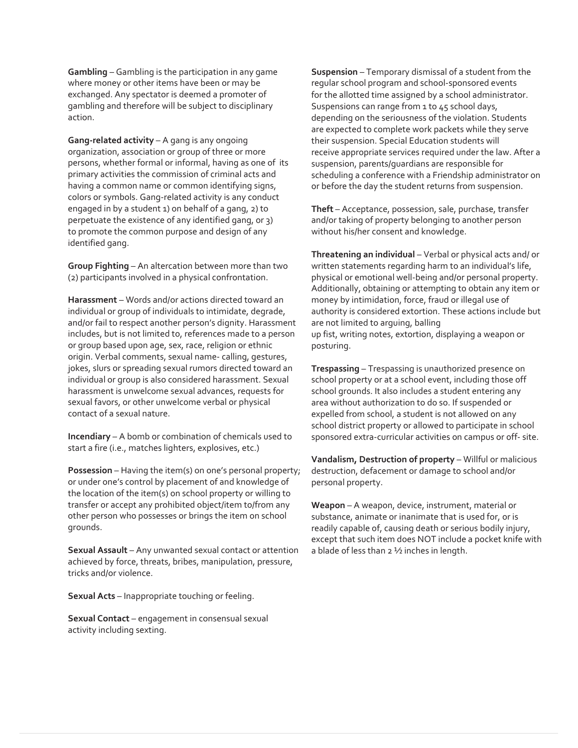**Gambling** – Gambling is the participation in any game where money or other items have been or may be exchanged. Any spectator is deemed a promoter of gambling and therefore will be subject to disciplinary action.

**Gang-related activity** – A gang is any ongoing organization, association or group of three or more persons, whether formal or informal, having as one of its primary activities the commission of criminal acts and having a common name or common identifying signs, colors or symbols. Gang-related activity is any conduct engaged in by a student 1) on behalf of a gang, 2) to perpetuate the existence of any identified gang, or 3) to promote the common purpose and design of any identified gang.

**Group Fighting** – An altercation between more than two (2) participants involved in a physical confrontation.

**Harassment** – Words and/or actions directed toward an individual or group of individuals to intimidate, degrade, and/or fail to respect another person's dignity. Harassment includes, but is not limited to, references made to a person or group based upon age, sex, race, religion or ethnic origin. Verbal comments, sexual name- calling, gestures, jokes, slurs or spreading sexual rumors directed toward an individual or group is also considered harassment. Sexual harassment is unwelcome sexual advances, requests for sexual favors, or other unwelcome verbal or physical contact of a sexual nature.

**Incendiary** – A bomb or combination of chemicals used to start a fire (i.e., matches lighters, explosives, etc.)

**Possession** – Having the item(s) on one's personal property; or under one's control by placement of and knowledge of the location of the item(s) on school property or willing to transfer or accept any prohibited object/item to/from any other person who possesses or brings the item on school grounds.

**Sexual Assault** – Any unwanted sexual contact or attention achieved by force, threats, bribes, manipulation, pressure, tricks and/or violence.

**Sexual Acts** – Inappropriate touching or feeling.

**Sexual Contact** – engagement in consensual sexual activity including sexting.

**Suspension** – Temporary dismissal of a student from the regular school program and school-sponsored events for the allotted time assigned by a school administrator. Suspensions can range from 1 to 45 school days, depending on the seriousness of the violation. Students are expected to complete work packets while they serve their suspension. Special Education students will receive appropriate services required under the law. After a suspension, parents/guardians are responsible for scheduling a conference with a Friendship administrator on or before the day the student returns from suspension.

**Theft** – Acceptance, possession, sale, purchase, transfer and/or taking of property belonging to another person without his/her consent and knowledge.

**Threatening an individual** – Verbal or physical acts and/ or written statements regarding harm to an individual's life, physical or emotional well-being and/or personal property. Additionally, obtaining or attempting to obtain any item or money by intimidation, force, fraud or illegal use of authority is considered extortion. These actions include but are not limited to arguing, balling up fist, writing notes, extortion, displaying a weapon or posturing.

**Trespassing** – Trespassing is unauthorized presence on school property or at a school event, including those off school grounds. It also includes a student entering any area without authorization to do so. If suspended or expelled from school, a student is not allowed on any school district property or allowed to participate in school sponsored extra-curricular activities on campus or off- site.

**Vandalism, Destruction of property** – Willful or malicious destruction, defacement or damage to school and/or personal property.

**Weapon** – A weapon, device, instrument, material or substance, animate or inanimate that is used for, or is readily capable of, causing death or serious bodily injury, except that such item does NOT include a pocket knife with a blade of less than 2 ½ inches in length.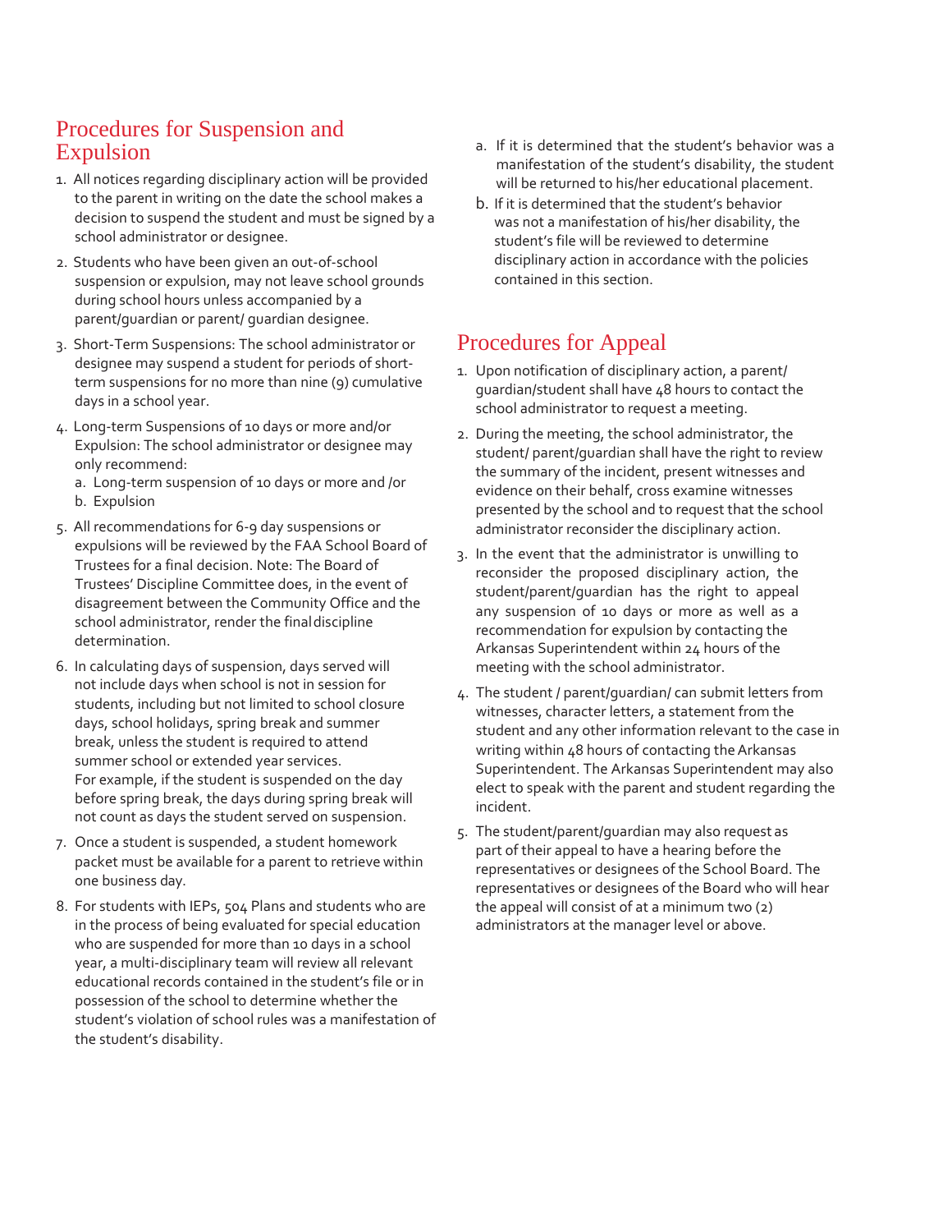## Procedures for Suspension and Expulsion

1. All notices regarding disciplinary action will be provided to the parent in writing on the date the school makes a decision to suspend the student and must be signed by a school administrator or designee.
2. Students who have been given an out-of-school suspension or expulsion, may not leave school grounds during school hours unless accompanied by a parent/guardian or parent/ guardian designee.
3. Short-Term Suspensions: The school administrator or designee may suspend a student for periods of short-term suspensions for no more than nine (9) cumulative days in a school year.
4. Long-term Suspensions of 10 days or more and/or Expulsion: The school administrator or designee may only recommend:
   a. Long-term suspension of 10 days or more and /or
   b. Expulsion
5. All recommendations for 6-9 day suspensions or expulsions will be reviewed by the FAA School Board of Trustees for a final decision. Note: The Board of Trustees' Discipline Committee does, in the event of disagreement between the Community Office and the school administrator, render the final discipline determination.
6. In calculating days of suspension, days served will not include days when school is not in session for students, including but not limited to school closure days, school holidays, spring break and summer break, unless the student is required to attend summer school or extended year services.
   For example, if the student is suspended on the day before spring break, the days during spring break will not count as days the student served on suspension.
7. Once a student is suspended, a student homework packet must be available for a parent to retrieve within one business day.
8. For students with IEPs, 504 Plans and students who are in the process of being evaluated for special education who are suspended for more than 10 days in a school year, a multi-disciplinary team will review all relevant educational records contained in the student's file or in possession of the school to determine whether the student's violation of school rules was a manifestation of the student's disability.
   a. If it is determined that the student's behavior was a manifestation of the student's disability, the student will be returned to his/her educational placement.
   b. If it is determined that the student's behavior was not a manifestation of his/her disability, the student's file will be reviewed to determine disciplinary action in accordance with the policies contained in this section.

## Procedures for Appeal

1. Upon notification of disciplinary action, a parent/ guardian/student shall have 48 hours to contact the school administrator to request a meeting.
2. During the meeting, the school administrator, the student/ parent/guardian shall have the right to review the summary of the incident, present witnesses and evidence on their behalf, cross examine witnesses presented by the school and to request that the school administrator reconsider the disciplinary action.
3. In the event that the administrator is unwilling to reconsider the proposed disciplinary action, the student/parent/guardian has the right to appeal any suspension of 10 days or more as well as a recommendation for expulsion by contacting the Arkansas Superintendent within 24 hours of the meeting with the school administrator.
4. The student / parent/guardian/ can submit letters from witnesses, character letters, a statement from the student and any other information relevant to the case in writing within 48 hours of contacting the Arkansas Superintendent. The Arkansas Superintendent may also elect to speak with the parent and student regarding the incident.
5. The student/parent/guardian may also request as part of their appeal to have a hearing before the representatives or designees of the School Board. The representatives or designees of the Board who will hear the appeal will consist of at a minimum two (2) administrators at the manager level or above.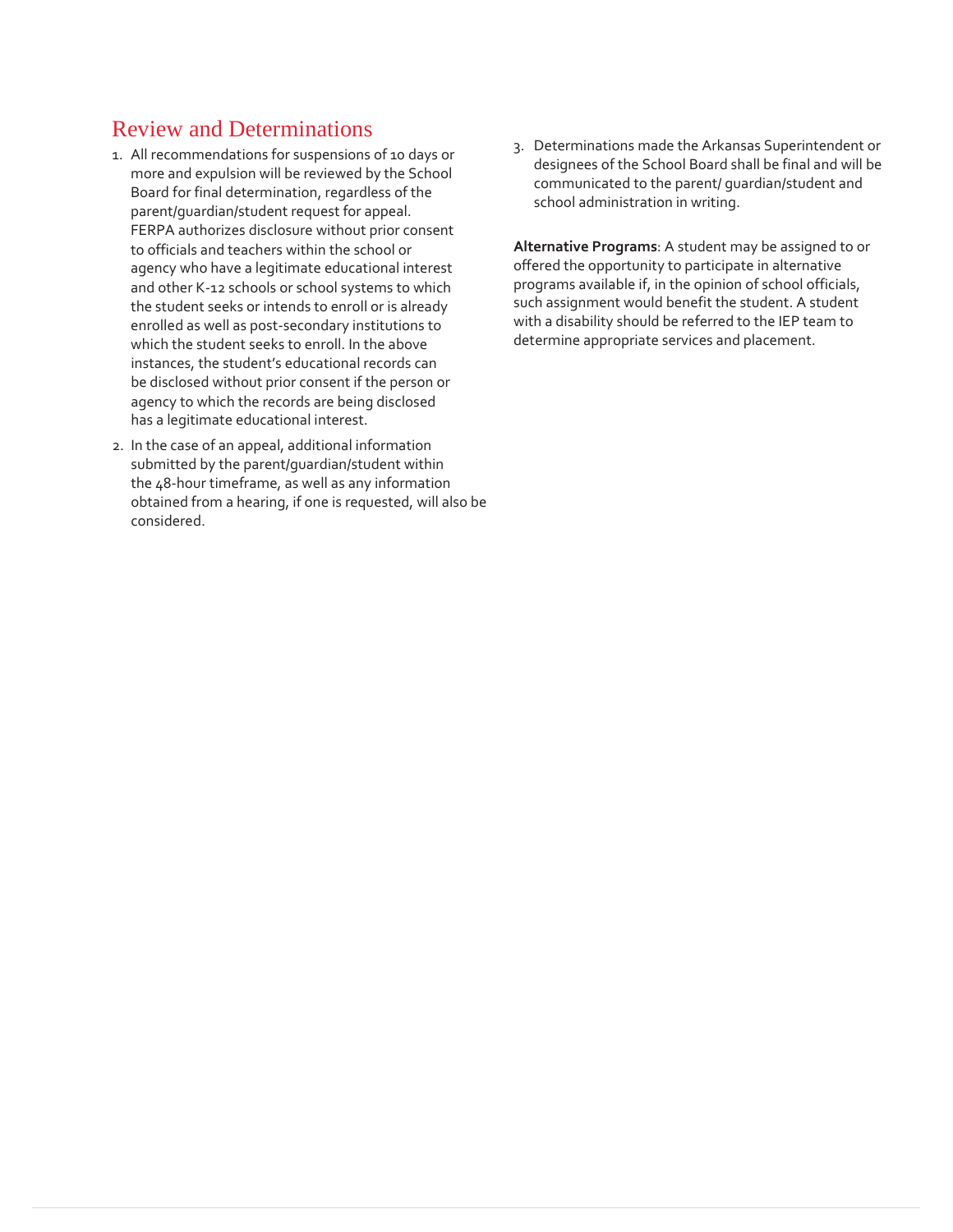## Review and Determinations

1. All recommendations for suspensions of 10 days or more and expulsion will be reviewed by the School Board for final determination, regardless of the parent/guardian/student request for appeal. FERPA authorizes disclosure without prior consent to officials and teachers within the school or agency who have a legitimate educational interest and other K-12 schools or school systems to which the student seeks or intends to enroll or is already enrolled as well as post-secondary institutions to which the student seeks to enroll. In the above instances, the student's educational records can be disclosed without prior consent if the person or agency to which the records are being disclosed has a legitimate educational interest.
2. In the case of an appeal, additional information submitted by the parent/guardian/student within the 48-hour timeframe, as well as any information obtained from a hearing, if one is requested, will also be considered.
3. Determinations made the Arkansas Superintendent or designees of the School Board shall be final and will be communicated to the parent/ guardian/student and school administration in writing.

**Alternative Programs**: A student may be assigned to or offered the opportunity to participate in alternative programs available if, in the opinion of school officials, such assignment would benefit the student. A student with a disability should be referred to the IEP team to determine appropriate services and placement.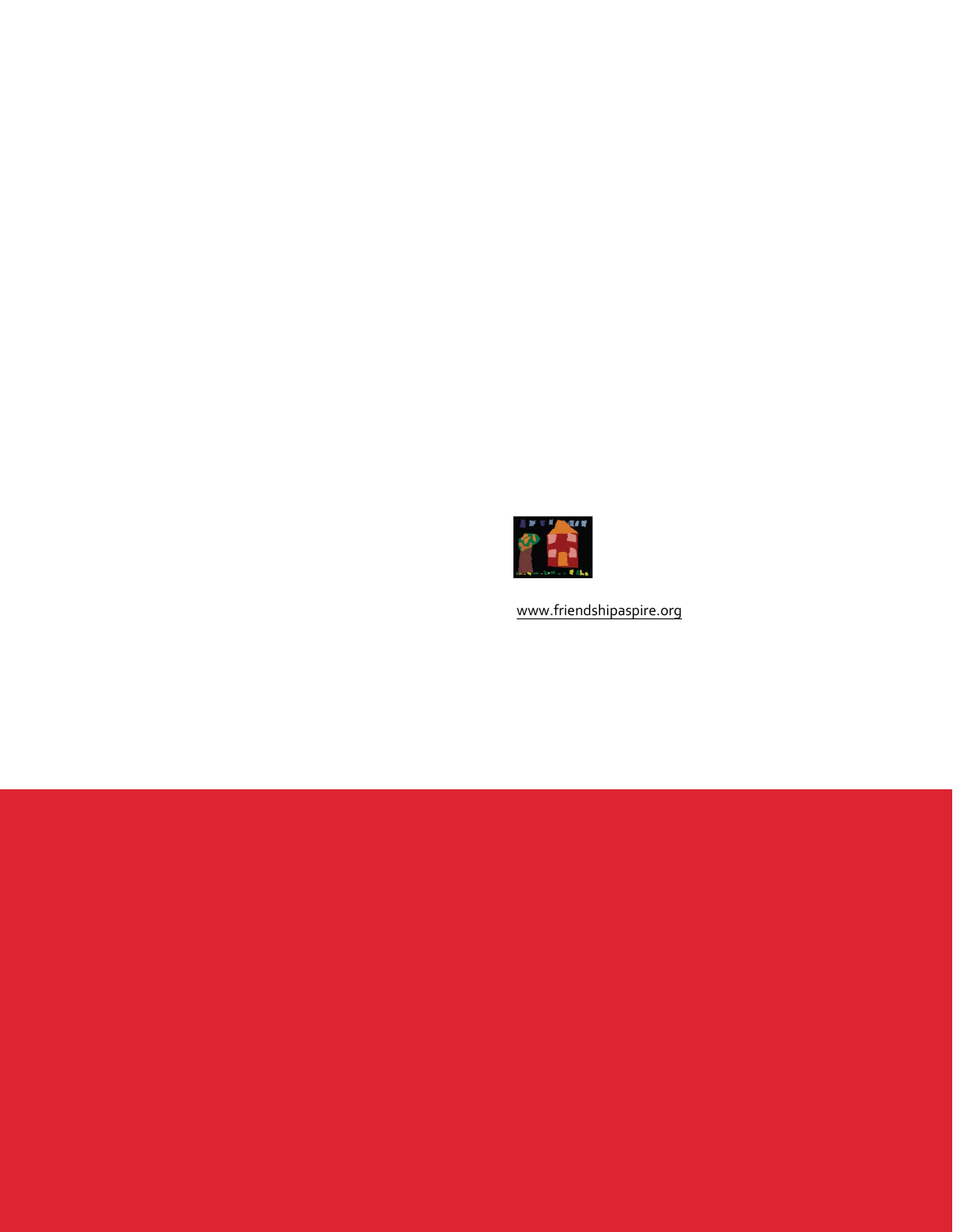www.friendshipaspire.org